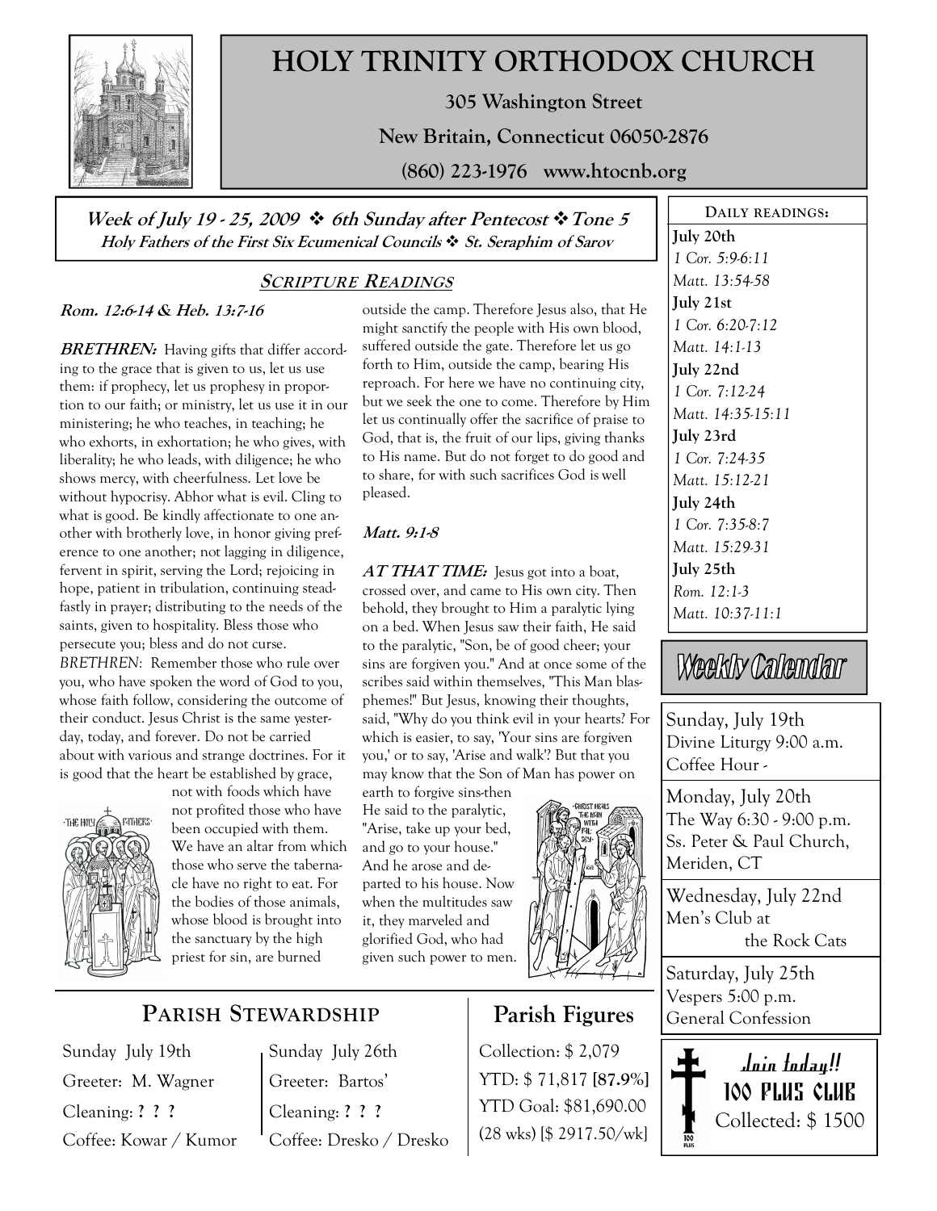# HOLY TRINITY ORTHODOX CHURCH

**305 Washington Street**

**New Britain, Connecticut 06050-2876**

**(860) 223-1976 www.htocnb.org**

***Week of July 19 - 25, 2009 ❖ 6th Sunday after Pentecost ❖ Tone 5***

***Holy Fathers of the First Six Ecumenical Councils ❖ St. Seraphim of Sarov***

## SCRIPTURE READINGS

***Rom. 12:6-14 & Heb. 13:7-16***

***BRETHREN:*** Having gifts that differ according to the grace that is given to us, let us use them: if prophecy, let us prophesy in proportion to our faith; or ministry, let us use it in our ministering; he who teaches, in teaching; he who exhorts, in exhortation; he who gives, with liberality; he who leads, with diligence; he who shows mercy, with cheerfulness. Let love be without hypocrisy. Abhor what is evil. Cling to what is good. Be kindly affectionate to one another with brotherly love, in honor giving preference to one another; not lagging in diligence, fervent in spirit, serving the Lord; rejoicing in hope, patient in tribulation, continuing steadfastly in prayer; distributing to the needs of the saints, given to hospitality. Bless those who persecute you; bless and do not curse.

*BRETHREN*: Remember those who rule over you, who have spoken the word of God to you, whose faith follow, considering the outcome of their conduct. Jesus Christ is the same yesterday, today, and forever. Do not be carried about with various and strange doctrines. For it is good that the heart be established by grace, not with foods which have not profited those who have been occupied with them. We have an altar from which those who serve the tabernacle have no right to eat. For the bodies of those animals, whose blood is brought into the sanctuary by the high priest for sin, are burned outside the camp. Therefore Jesus also, that He might sanctify the people with His own blood, suffered outside the gate. Therefore let us go forth to Him, outside the camp, bearing His reproach. For here we have no continuing city, but we seek the one to come. Therefore by Him let us continually offer the sacrifice of praise to God, that is, the fruit of our lips, giving thanks to His name. But do not forget to do good and to share, for with such sacrifices God is well pleased.

***Matt. 9:1-8***

***AT THAT TIME:*** Jesus got into a boat, crossed over, and came to His own city. Then behold, they brought to Him a paralytic lying on a bed. When Jesus saw their faith, He said to the paralytic, "Son, be of good cheer; your sins are forgiven you." And at once some of the scribes said within themselves, "This Man blasphemes!" But Jesus, knowing their thoughts, said, "Why do you think evil in your hearts? For which is easier, to say, 'Your sins are forgiven you,' or to say, 'Arise and walk'? But that you may know that the Son of Man has power on earth to forgive sins-then He said to the paralytic, "Arise, take up your bed, and go to your house." And he arose and departed to his house. Now when the multitudes saw it, they marveled and glorified God, who had given such power to men.

## DAILY READINGS:

**July 20th**
*1 Cor. 5:9-6:11*
*Matt. 13:54-58*

**July 21st**
*1 Cor. 6:20-7:12*
*Matt. 14:1-13*

**July 22nd**
*1 Cor. 7:12-24*
*Matt. 14:35-15:11*

**July 23rd**
*1 Cor. 7:24-35*
*Matt. 15:12-21*

**July 24th**
*1 Cor. 7:35-8:7*
*Matt. 15:29-31*

**July 25th**
*Rom. 12:1-3*
*Matt. 10:37-11:1*

## Weekly Calendar

Sunday, July 19th
Divine Liturgy 9:00 a.m.
Coffee Hour -

Monday, July 20th
The Way 6:30 - 9:00 p.m.
Ss. Peter & Paul Church, Meriden, CT

Wednesday, July 22nd
Men's Club at the Rock Cats

Saturday, July 25th
Vespers 5:00 p.m.
General Confession

## PARISH STEWARDSHIP

| Sunday July 19th | Sunday July 26th |
|---|---|
| Greeter: M. Wagner | Greeter: Bartos' |
| Cleaning: **? ? ?** | Cleaning: **? ? ?** |
| Coffee: Kowar / Kumor | Coffee: Dresko / Dresko |

## Parish Figures

Collection: $ 2,079
YTD: $ 71,817 **[87.9%]**
YTD Goal: $81,690.00
(28 wks) [$ 2917.50/wk]

**Join today!!**
**100 PLUS CLUB**
Collected: $ 1500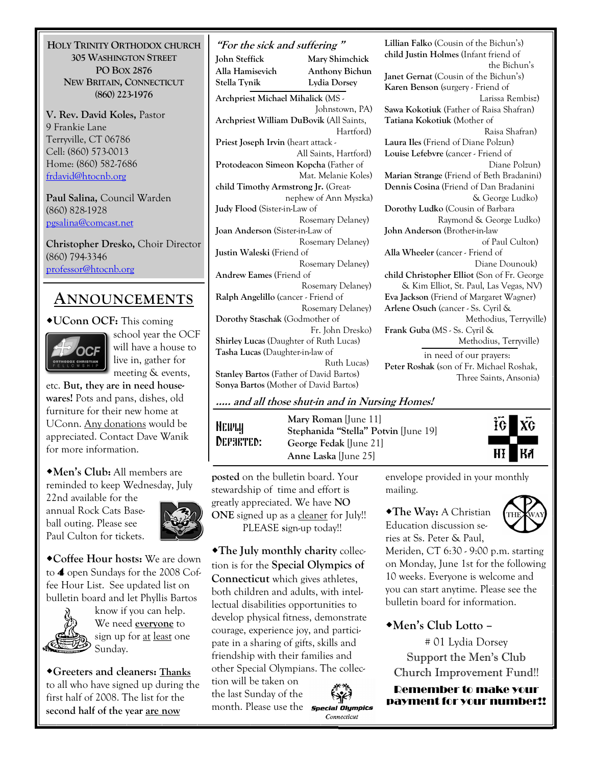**Holy Trinity Orthodox Church**
**305 Washington Street**
**PO Box 2876**
**New Britain, Connecticut**
**(860) 223-1976**

**V. Rev. David Koles,** Pastor
9 Frankie Lane
Terryville, CT 06786
Cell: (860) 573-0013
Home: (860) 582-7686
frdavid@htocnb.org

**Paul Salina,** Council Warden
(860) 828-1928
pgsalina@comcast.net

**Christopher Dresko,** Choir Director
(860) 794-3346
professor@htocnb.org

## Announcements

◆**UConn OCF:** This coming school year the OCF will have a house to live in, gather for meeting & events, etc. **But, they are in need housewares!** Pots and pans, dishes, old furniture for their new home at UConn. Any donations would be appreciated. Contact Dave Wanik for more information.

◆**Men's Club:** All members are reminded to keep Wednesday, July 22nd available for the annual Rock Cats Baseball outing. Please see Paul Culton for tickets.

◆**Coffee Hour hosts:** We are down to **4** open Sundays for the 2008 Coffee Hour List. See updated list on bulletin board and let Phyllis Bartos know if you can help. We need everyone to sign up for at least one Sunday.

◆**Greeters and cleaners:** Thanks to all who have signed up during the first half of 2008. The list for the **second half of the year are now posted** on the bulletin board. Your stewardship of time and effort is greatly appreciated. We have **NO ONE** signed up as a cleaner for July!! PLEASE sign-up today!!

◆**The July monthly charity** collection is for the **Special Olympics of Connecticut** which gives athletes, both children and adults, with intellectual disabilities opportunities to develop physical fitness, demonstrate courage, experience joy, and participate in a sharing of gifts, skills and friendship with their families and other Special Olympians. The collection will be taken on the last Sunday of the month. Please use the envelope provided in your monthly mailing.

◆**The Way:** A Christian Education discussion series at Ss. Peter & Paul, Meriden, CT 6:30 - 9:00 p.m. starting on Monday, June 1st for the following 10 weeks. Everyone is welcome and you can start anytime. Please see the bulletin board for information.

◆**Men's Club Lotto –**
# 01 Lydia Dorsey
Support the Men's Club Church Improvement Fund!!
**Remember to make your payment for your number!!**

### *"For the sick and suffering"*

**John Steffick**
**Mary Shimchick**
**Alla Hamisevich**
**Anthony Bichun**
**Stella Tynik**
**Lydia Dorsey**

**Archpriest Michael Mihalick** (MS - Johnstown, PA)
**Archpriest William DuBovik** (All Saints, Hartford)
**Priest Joseph Irvin** (heart attack - All Saints, Hartford)
**Protodeacon Simeon Kopcha** (Father of Mat. Melanie Koles)
**child Timothy Armstrong Jr.** (Great-nephew of Ann Myszka)
**Judy Flood** (Sister-in-Law of Rosemary Delaney)
**Joan Anderson** (Sister-in-Law of Rosemary Delaney)
**Justin Waleski** (Friend of Rosemary Delaney)
**Andrew Eames** (Friend of Rosemary Delaney)
**Ralph Angelillo** (cancer - Friend of Rosemary Delaney)
**Dorothy Staschak** (Godmother of Fr. John Dresko)
**Shirley Lucas** (Daughter of Ruth Lucas)
**Tasha Lucas** (Daughter-in-law of Ruth Lucas)
**Stanley Bartos** (Father of David Bartos)
**Sonya Bartos** (Mother of David Bartos)
**Lillian Falko** (Cousin of the Bichun's)
**child Justin Holmes** (Infant friend of the Bichun's
**Janet Gernat** (Cousin of the Bichun's)
**Karen Benson** (surgery - Friend of Larissa Rembisz)
**Sawa Kokotiuk** (Father of Raisa Shafran)
**Tatiana Kokotiuk** (Mother of Raisa Shafran)
**Laura Iles** (Friend of Diane Polzun)
**Louise Lefebvre** (cancer - Friend of Diane Polzun)
**Marian Strange** (Friend of Beth Bradanini)
**Dennis Cosina** (Friend of Dan Bradanini & George Ludko)
**Dorothy Ludko** (Cousin of Barbara Raymond & George Ludko)
**John Anderson** (Brother-in-law of Paul Culton)
**Alla Wheeler** (cancer - Friend of Diane Dounouk)
**child Christopher Elliot** (Son of Fr. George & Kim Elliot, St. Paul, Las Vegas, NV)
**Eva Jackson** (Friend of Margaret Wagner)
**Arlene Osuch** (cancer - Ss. Cyril & Methodius, Terryville)
**Frank Guba** (MS - Ss. Cyril & Methodius, Terryville)

in need of our prayers:
**Peter Roshak** (son of Fr. Michael Roshak, Three Saints, Ansonia)

***..... and all those shut-in and in Nursing Homes!***

**Newly Departed:**
**Mary Roman** [June 11]
**Stephanida "Stella" Potvin** [June 19]
**George Fedak** [June 21]
**Anne Laska** [June 25]